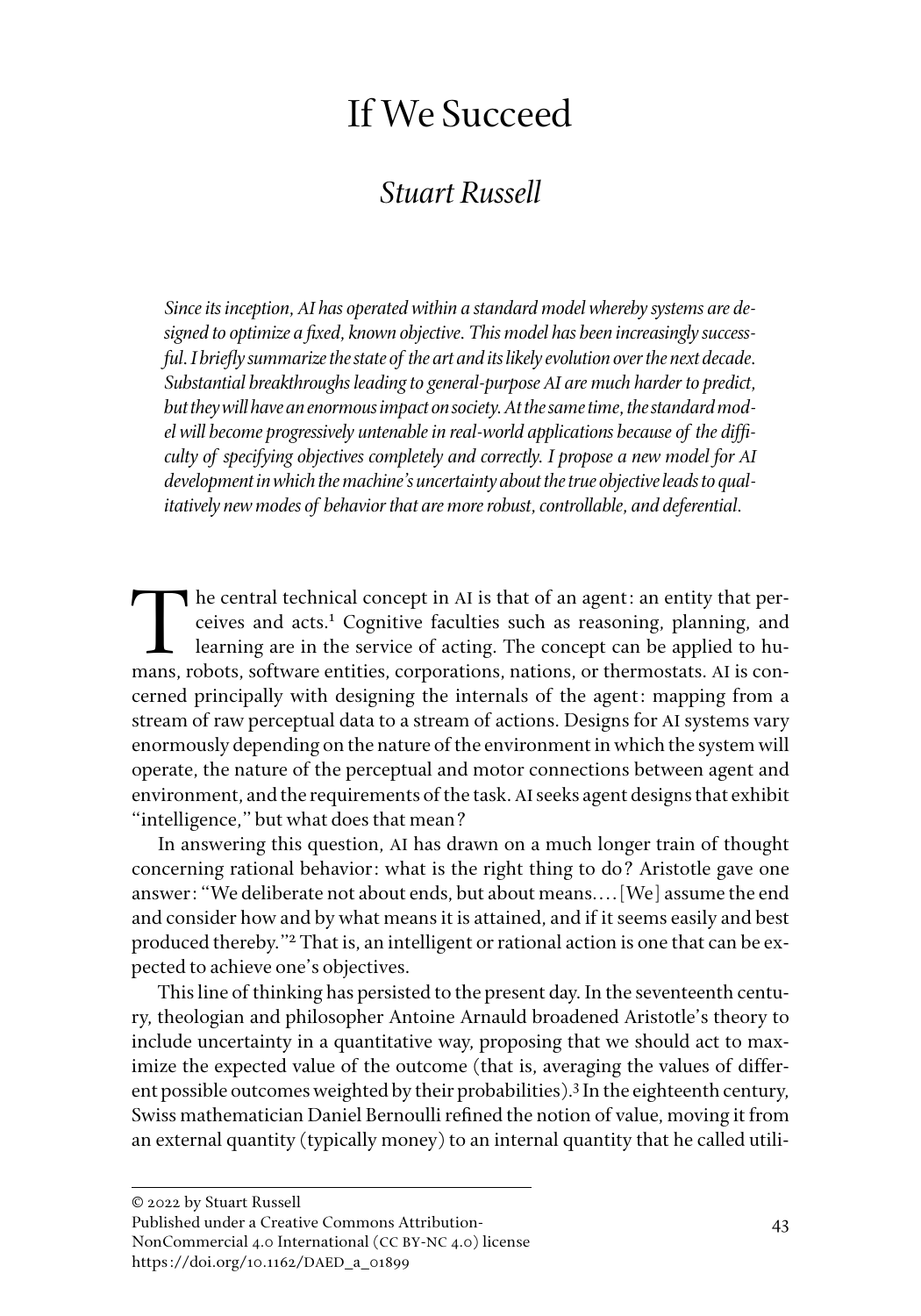# If We Succeed

## *Stuart Russell*

*Since its inception, AI has operated within a standard model whereby systems are designed to optimize a fixed, known objective. This model has been increasingly successful. I briefly summarize the state of the art and its likely evolution over the next decade. Substantial breakthroughs leading to general-purpose AI are much harder to predict, but they will have an enormous impact on society. At the same time, the standard model will become progressively untenable in real-world applications because of the difficulty of specifying objectives completely and correctly. I propose a new model for AI development in which the machine's uncertainty about the true objective leads to qualitatively new modes of behavior that are more robust, controllable, and deferential.*

The central technical concept in AI is that of an agent: an entity that perceives and acts.[1] Cognitive faculties such as reasoning, planning, and learning are in the service of acting. The concept can be applied to humans, robots, software entities, corporations, nations, or thermostats. AI is concerned principally with designing the internals of the agent: mapping from a stream of raw perceptual data to a stream of actions. Designs for AI systems vary enormously depending on the nature of the environment in which the system will operate, the nature of the perceptual and motor connections between agent and environment, and the requirements of the task. AI seeks agent designs that exhibit "intelligence," but what does that mean?

In answering this question, AI has drawn on a much longer train of thought concerning rational behavior: what is the right thing to do? Aristotle gave one answer: "We deliberate not about ends, but about means. . . . [We] assume the end and consider how and by what means it is attained, and if it seems easily and best produced thereby."[2] That is, an intelligent or rational action is one that can be expected to achieve one's objectives.

This line of thinking has persisted to the present day. In the seventeenth century, theologian and philosopher Antoine Arnauld broadened Aristotle's theory to include uncertainty in a quantitative way, proposing that we should act to maximize the expected value of the outcome (that is, averaging the values of different possible outcomes weighted by their probabilities).[3] In the eighteenth century, Swiss mathematician Daniel Bernoulli refined the notion of value, moving it from an external quantity (typically money) to an internal quantity that he called utili-

© 2022 by Stuart Russell
Published under a Creative Commons Attribution-NonCommercial 4.0 International (CC BY-NC 4.0) license
https://doi.org/10.1162/DAED_a_01899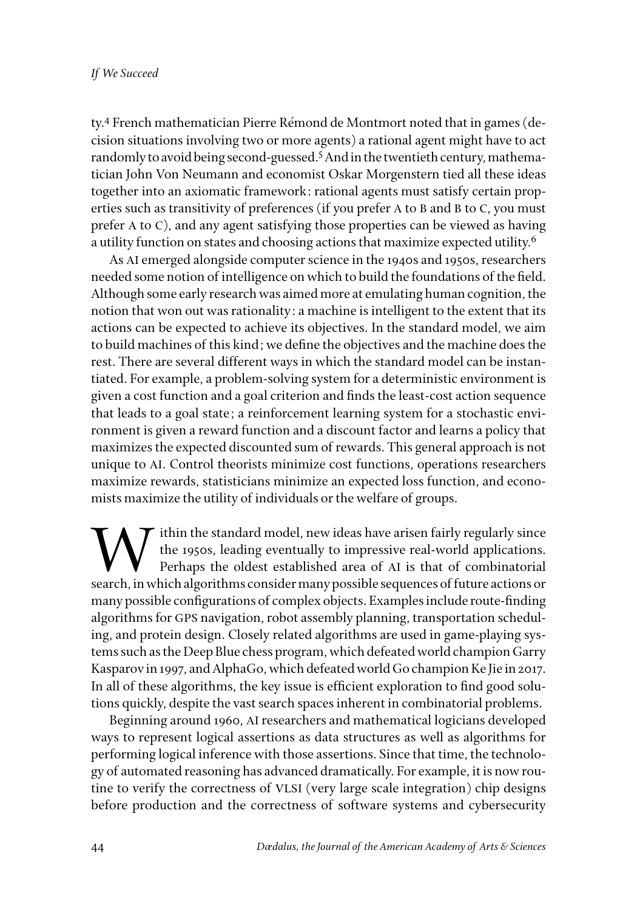ty.[4] French mathematician Pierre Rémond de Montmort noted that in games (decision situations involving two or more agents) a rational agent might have to act randomly to avoid being second-guessed.[5] And in the twentieth century, mathematician John Von Neumann and economist Oskar Morgenstern tied all these ideas together into an axiomatic framework: rational agents must satisfy certain properties such as transitivity of preferences (if you prefer A to B and B to C, you must prefer A to C), and any agent satisfying those properties can be viewed as having a utility function on states and choosing actions that maximize expected utility.[6]

As AI emerged alongside computer science in the 1940s and 1950s, researchers needed some notion of intelligence on which to build the foundations of the field. Although some early research was aimed more at emulating human cognition, the notion that won out was rationality: a machine is intelligent to the extent that its actions can be expected to achieve its objectives. In the standard model, we aim to build machines of this kind; we define the objectives and the machine does the rest. There are several different ways in which the standard model can be instantiated. For example, a problem-solving system for a deterministic environment is given a cost function and a goal criterion and finds the least-cost action sequence that leads to a goal state; a reinforcement learning system for a stochastic environment is given a reward function and a discount factor and learns a policy that maximizes the expected discounted sum of rewards. This general approach is not unique to AI. Control theorists minimize cost functions, operations researchers maximize rewards, statisticians minimize an expected loss function, and economists maximize the utility of individuals or the welfare of groups.

Within the standard model, new ideas have arisen fairly regularly since the 1950s, leading eventually to impressive real-world applications. Perhaps the oldest established area of AI is that of combinatorial search, in which algorithms consider many possible sequences of future actions or many possible configurations of complex objects. Examples include route-finding algorithms for GPS navigation, robot assembly planning, transportation scheduling, and protein design. Closely related algorithms are used in game-playing systems such as the Deep Blue chess program, which defeated world champion Garry Kasparov in 1997, and AlphaGo, which defeated world Go champion Ke Jie in 2017. In all of these algorithms, the key issue is efficient exploration to find good solutions quickly, despite the vast search spaces inherent in combinatorial problems.

Beginning around 1960, AI researchers and mathematical logicians developed ways to represent logical assertions as data structures as well as algorithms for performing logical inference with those assertions. Since that time, the technology of automated reasoning has advanced dramatically. For example, it is now routine to verify the correctness of VLSI (very large scale integration) chip designs before production and the correctness of software systems and cybersecurity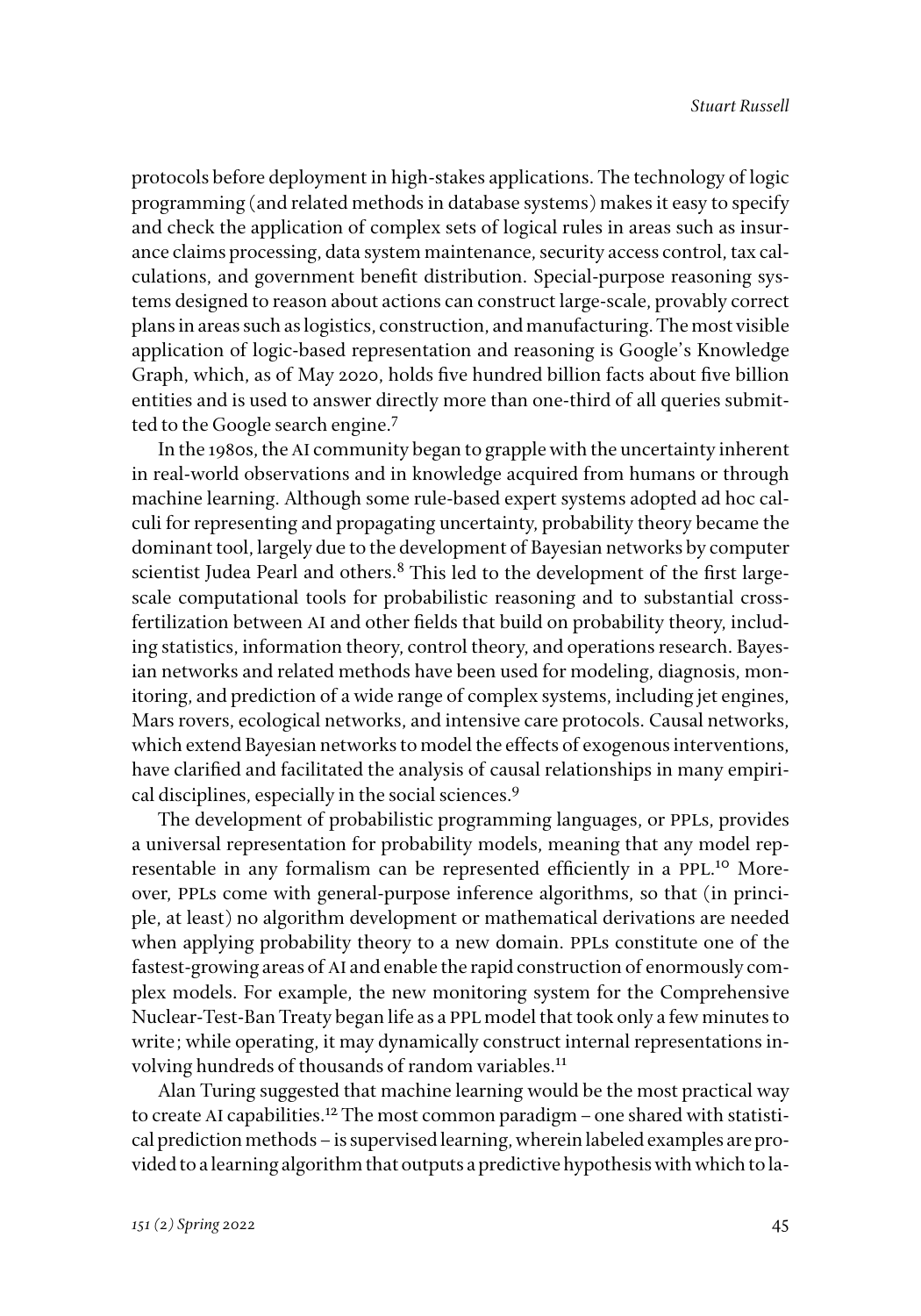protocols before deployment in high-stakes applications. The technology of logic programming (and related methods in database systems) makes it easy to specify and check the application of complex sets of logical rules in areas such as insurance claims processing, data system maintenance, security access control, tax calculations, and government benefit distribution. Special-purpose reasoning systems designed to reason about actions can construct large-scale, provably correct plans in areas such as logistics, construction, and manufacturing. The most visible application of logic-based representation and reasoning is Google's Knowledge Graph, which, as of May 2020, holds five hundred billion facts about five billion entities and is used to answer directly more than one-third of all queries submitted to the Google search engine.[7]

In the 1980s, the AI community began to grapple with the uncertainty inherent in real-world observations and in knowledge acquired from humans or through machine learning. Although some rule-based expert systems adopted ad hoc calculi for representing and propagating uncertainty, probability theory became the dominant tool, largely due to the development of Bayesian networks by computer scientist Judea Pearl and others.[8] This led to the development of the first large-scale computational tools for probabilistic reasoning and to substantial cross-fertilization between AI and other fields that build on probability theory, including statistics, information theory, control theory, and operations research. Bayesian networks and related methods have been used for modeling, diagnosis, monitoring, and prediction of a wide range of complex systems, including jet engines, Mars rovers, ecological networks, and intensive care protocols. Causal networks, which extend Bayesian networks to model the effects of exogenous interventions, have clarified and facilitated the analysis of causal relationships in many empirical disciplines, especially in the social sciences.[9]

The development of probabilistic programming languages, or PPLs, provides a universal representation for probability models, meaning that any model representable in any formalism can be represented efficiently in a PPL.[10] Moreover, PPLs come with general-purpose inference algorithms, so that (in principle, at least) no algorithm development or mathematical derivations are needed when applying probability theory to a new domain. PPLs constitute one of the fastest-growing areas of AI and enable the rapid construction of enormously complex models. For example, the new monitoring system for the Comprehensive Nuclear-Test-Ban Treaty began life as a PPL model that took only a few minutes to write; while operating, it may dynamically construct internal representations involving hundreds of thousands of random variables.[11]

Alan Turing suggested that machine learning would be the most practical way to create AI capabilities.[12] The most common paradigm – one shared with statistical prediction methods – is supervised learning, wherein labeled examples are provided to a learning algorithm that outputs a predictive hypothesis with which to la-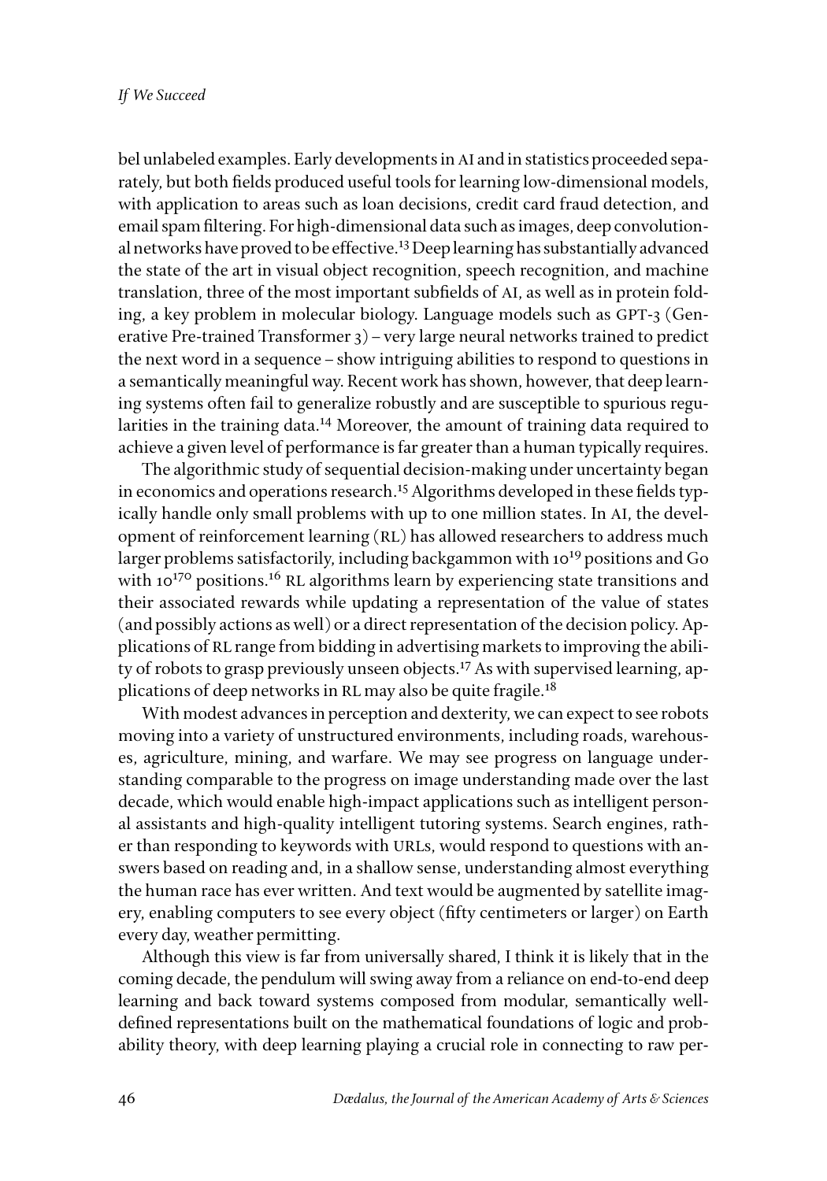bel unlabeled examples. Early developments in AI and in statistics proceeded separately, but both fields produced useful tools for learning low-dimensional models, with application to areas such as loan decisions, credit card fraud detection, and email spam filtering. For high-dimensional data such as images, deep convolutional networks have proved to be effective.[13] Deep learning has substantially advanced the state of the art in visual object recognition, speech recognition, and machine translation, three of the most important subfields of AI, as well as in protein folding, a key problem in molecular biology. Language models such as GPT-3 (Generative Pre-trained Transformer 3) – very large neural networks trained to predict the next word in a sequence – show intriguing abilities to respond to questions in a semantically meaningful way. Recent work has shown, however, that deep learning systems often fail to generalize robustly and are susceptible to spurious regularities in the training data.[14] Moreover, the amount of training data required to achieve a given level of performance is far greater than a human typically requires.

The algorithmic study of sequential decision-making under uncertainty began in economics and operations research.[15] Algorithms developed in these fields typically handle only small problems with up to one million states. In AI, the development of reinforcement learning (RL) has allowed researchers to address much larger problems satisfactorily, including backgammon with $10^{19}$ positions and Go with $10^{170}$ positions.[16] RL algorithms learn by experiencing state transitions and their associated rewards while updating a representation of the value of states (and possibly actions as well) or a direct representation of the decision policy. Applications of RL range from bidding in advertising markets to improving the ability of robots to grasp previously unseen objects.[17] As with supervised learning, applications of deep networks in RL may also be quite fragile.[18]

With modest advances in perception and dexterity, we can expect to see robots moving into a variety of unstructured environments, including roads, warehouses, agriculture, mining, and warfare. We may see progress on language understanding comparable to the progress on image understanding made over the last decade, which would enable high-impact applications such as intelligent personal assistants and high-quality intelligent tutoring systems. Search engines, rather than responding to keywords with URLs, would respond to questions with answers based on reading and, in a shallow sense, understanding almost everything the human race has ever written. And text would be augmented by satellite imagery, enabling computers to see every object (fifty centimeters or larger) on Earth every day, weather permitting.

Although this view is far from universally shared, I think it is likely that in the coming decade, the pendulum will swing away from a reliance on end-to-end deep learning and back toward systems composed from modular, semantically well-defined representations built on the mathematical foundations of logic and probability theory, with deep learning playing a crucial role in connecting to raw per-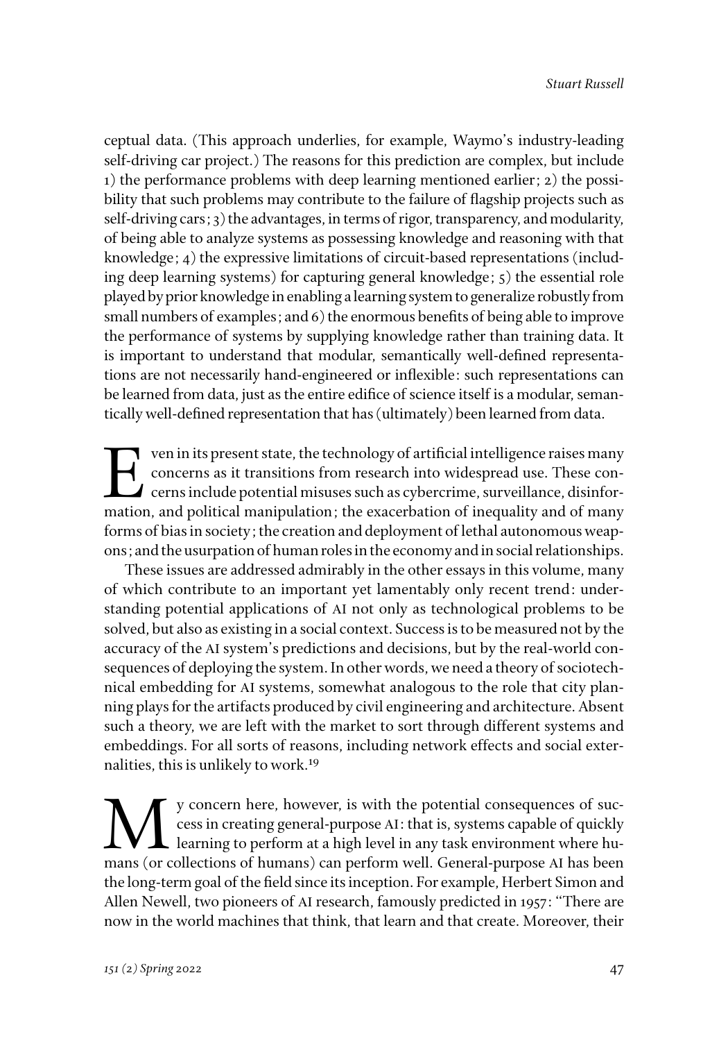ceptual data. (This approach underlies, for example, Waymo's industry-leading self-driving car project.) The reasons for this prediction are complex, but include 1) the performance problems with deep learning mentioned earlier; 2) the possibility that such problems may contribute to the failure of flagship projects such as self-driving cars; 3) the advantages, in terms of rigor, transparency, and modularity, of being able to analyze systems as possessing knowledge and reasoning with that knowledge; 4) the expressive limitations of circuit-based representations (including deep learning systems) for capturing general knowledge; 5) the essential role played by prior knowledge in enabling a learning system to generalize robustly from small numbers of examples; and 6) the enormous benefits of being able to improve the performance of systems by supplying knowledge rather than training data. It is important to understand that modular, semantically well-defined representations are not necessarily hand-engineered or inflexible: such representations can be learned from data, just as the entire edifice of science itself is a modular, semantically well-defined representation that has (ultimately) been learned from data.

Even in its present state, the technology of artificial intelligence raises many concerns as it transitions from research into widespread use. These concerns include potential misuses such as cybercrime, surveillance, disinformation, and political manipulation; the exacerbation of inequality and of many forms of bias in society; the creation and deployment of lethal autonomous weapons; and the usurpation of human roles in the economy and in social relationships.

These issues are addressed admirably in the other essays in this volume, many of which contribute to an important yet lamentably only recent trend: understanding potential applications of AI not only as technological problems to be solved, but also as existing in a social context. Success is to be measured not by the accuracy of the AI system's predictions and decisions, but by the real-world consequences of deploying the system. In other words, we need a theory of sociotechnical embedding for AI systems, somewhat analogous to the role that city planning plays for the artifacts produced by civil engineering and architecture. Absent such a theory, we are left with the market to sort through different systems and embeddings. For all sorts of reasons, including network effects and social externalities, this is unlikely to work.[19]

My concern here, however, is with the potential consequences of success in creating general-purpose AI: that is, systems capable of quickly learning to perform at a high level in any task environment where humans (or collections of humans) can perform well. General-purpose AI has been the long-term goal of the field since its inception. For example, Herbert Simon and Allen Newell, two pioneers of AI research, famously predicted in 1957: "There are now in the world machines that think, that learn and that create. Moreover, their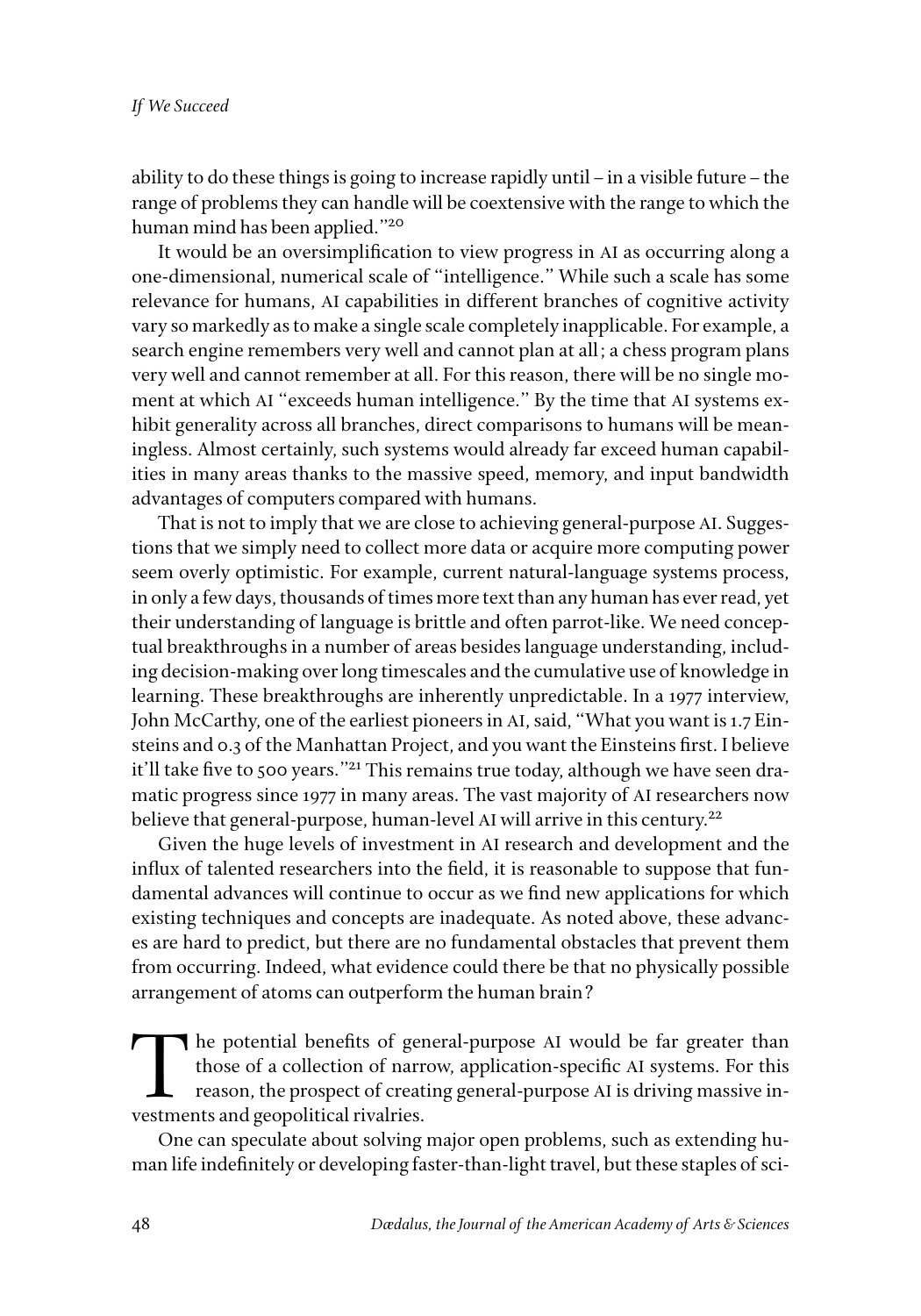ability to do these things is going to increase rapidly until – in a visible future – the range of problems they can handle will be coextensive with the range to which the human mind has been applied."[20]

It would be an oversimplification to view progress in AI as occurring along a one-dimensional, numerical scale of "intelligence." While such a scale has some relevance for humans, AI capabilities in different branches of cognitive activity vary so markedly as to make a single scale completely inapplicable. For example, a search engine remembers very well and cannot plan at all; a chess program plans very well and cannot remember at all. For this reason, there will be no single moment at which AI "exceeds human intelligence." By the time that AI systems exhibit generality across all branches, direct comparisons to humans will be meaningless. Almost certainly, such systems would already far exceed human capabilities in many areas thanks to the massive speed, memory, and input bandwidth advantages of computers compared with humans.

That is not to imply that we are close to achieving general-purpose AI. Suggestions that we simply need to collect more data or acquire more computing power seem overly optimistic. For example, current natural-language systems process, in only a few days, thousands of times more text than any human has ever read, yet their understanding of language is brittle and often parrot-like. We need conceptual breakthroughs in a number of areas besides language understanding, including decision-making over long timescales and the cumulative use of knowledge in learning. These breakthroughs are inherently unpredictable. In a 1977 interview, John McCarthy, one of the earliest pioneers in AI, said, "What you want is 1.7 Einsteins and 0.3 of the Manhattan Project, and you want the Einsteins first. I believe it'll take five to 500 years."[21] This remains true today, although we have seen dramatic progress since 1977 in many areas. The vast majority of AI researchers now believe that general-purpose, human-level AI will arrive in this century.[22]

Given the huge levels of investment in AI research and development and the influx of talented researchers into the field, it is reasonable to suppose that fundamental advances will continue to occur as we find new applications for which existing techniques and concepts are inadequate. As noted above, these advances are hard to predict, but there are no fundamental obstacles that prevent them from occurring. Indeed, what evidence could there be that no physically possible arrangement of atoms can outperform the human brain?

The potential benefits of general-purpose AI would be far greater than those of a collection of narrow, application-specific AI systems. For this reason, the prospect of creating general-purpose AI is driving massive investments and geopolitical rivalries.

One can speculate about solving major open problems, such as extending human life indefinitely or developing faster-than-light travel, but these staples of sci-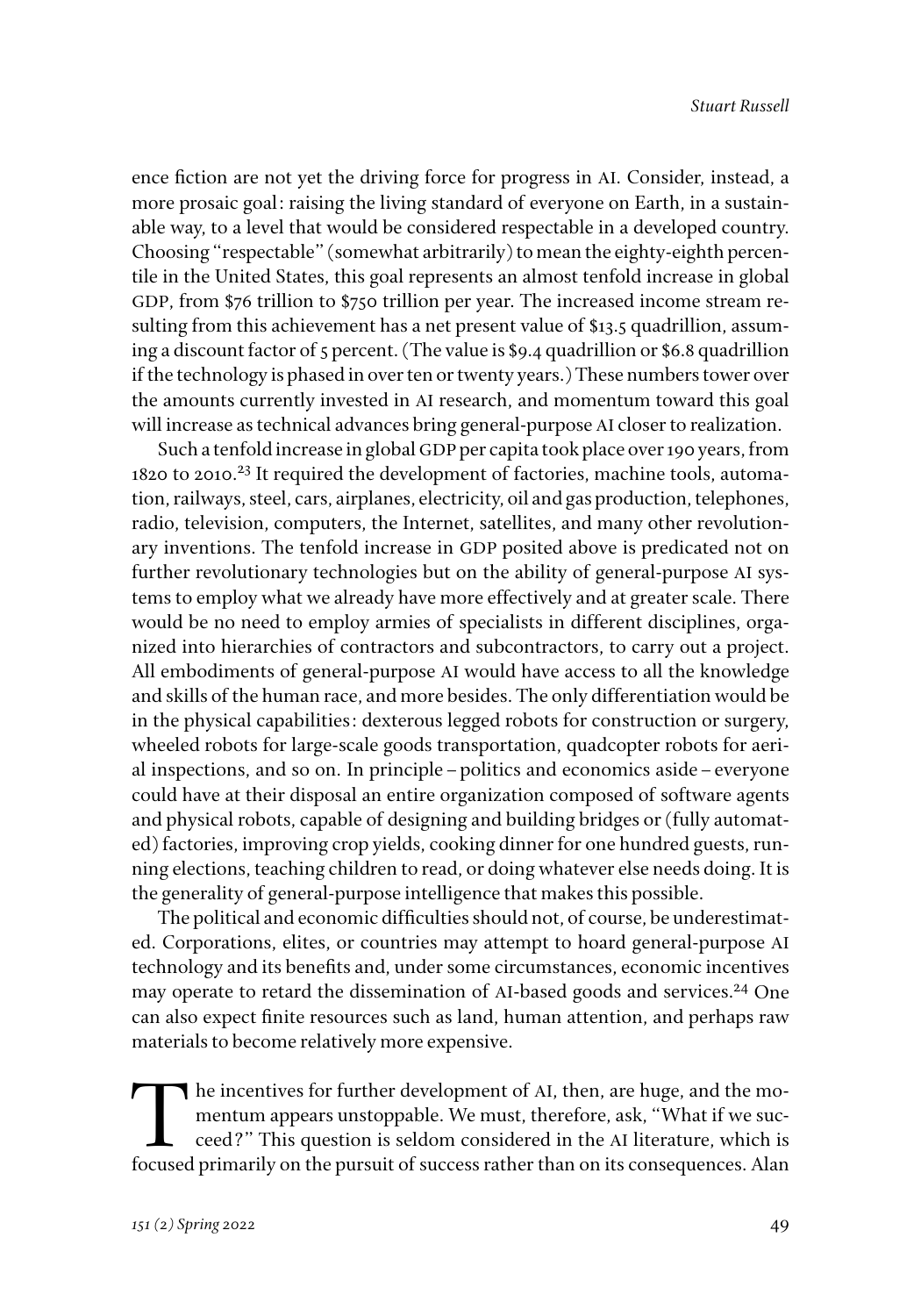ence fiction are not yet the driving force for progress in AI. Consider, instead, a more prosaic goal: raising the living standard of everyone on Earth, in a sustainable way, to a level that would be considered respectable in a developed country. Choosing "respectable" (somewhat arbitrarily) to mean the eighty-eighth percentile in the United States, this goal represents an almost tenfold increase in global GDP, from $76 trillion to $750 trillion per year. The increased income stream resulting from this achievement has a net present value of $13.5 quadrillion, assuming a discount factor of 5 percent. (The value is $9.4 quadrillion or $6.8 quadrillion if the technology is phased in over ten or twenty years.) These numbers tower over the amounts currently invested in AI research, and momentum toward this goal will increase as technical advances bring general-purpose AI closer to realization.

Such a tenfold increase in global GDP per capita took place over 190 years, from 1820 to 2010.[23] It required the development of factories, machine tools, automation, railways, steel, cars, airplanes, electricity, oil and gas production, telephones, radio, television, computers, the Internet, satellites, and many other revolutionary inventions. The tenfold increase in GDP posited above is predicated not on further revolutionary technologies but on the ability of general-purpose AI systems to employ what we already have more effectively and at greater scale. There would be no need to employ armies of specialists in different disciplines, organized into hierarchies of contractors and subcontractors, to carry out a project. All embodiments of general-purpose AI would have access to all the knowledge and skills of the human race, and more besides. The only differentiation would be in the physical capabilities: dexterous legged robots for construction or surgery, wheeled robots for large-scale goods transportation, quadcopter robots for aerial inspections, and so on. In principle – politics and economics aside – everyone could have at their disposal an entire organization composed of software agents and physical robots, capable of designing and building bridges or (fully automated) factories, improving crop yields, cooking dinner for one hundred guests, running elections, teaching children to read, or doing whatever else needs doing. It is the generality of general-purpose intelligence that makes this possible.

The political and economic difficulties should not, of course, be underestimated. Corporations, elites, or countries may attempt to hoard general-purpose AI technology and its benefits and, under some circumstances, economic incentives may operate to retard the dissemination of AI-based goods and services.[24] One can also expect finite resources such as land, human attention, and perhaps raw materials to become relatively more expensive.

The incentives for further development of AI, then, are huge, and the momentum appears unstoppable. We must, therefore, ask, "What if we succeed?" This question is seldom considered in the AI literature, which is focused primarily on the pursuit of success rather than on its consequences. Alan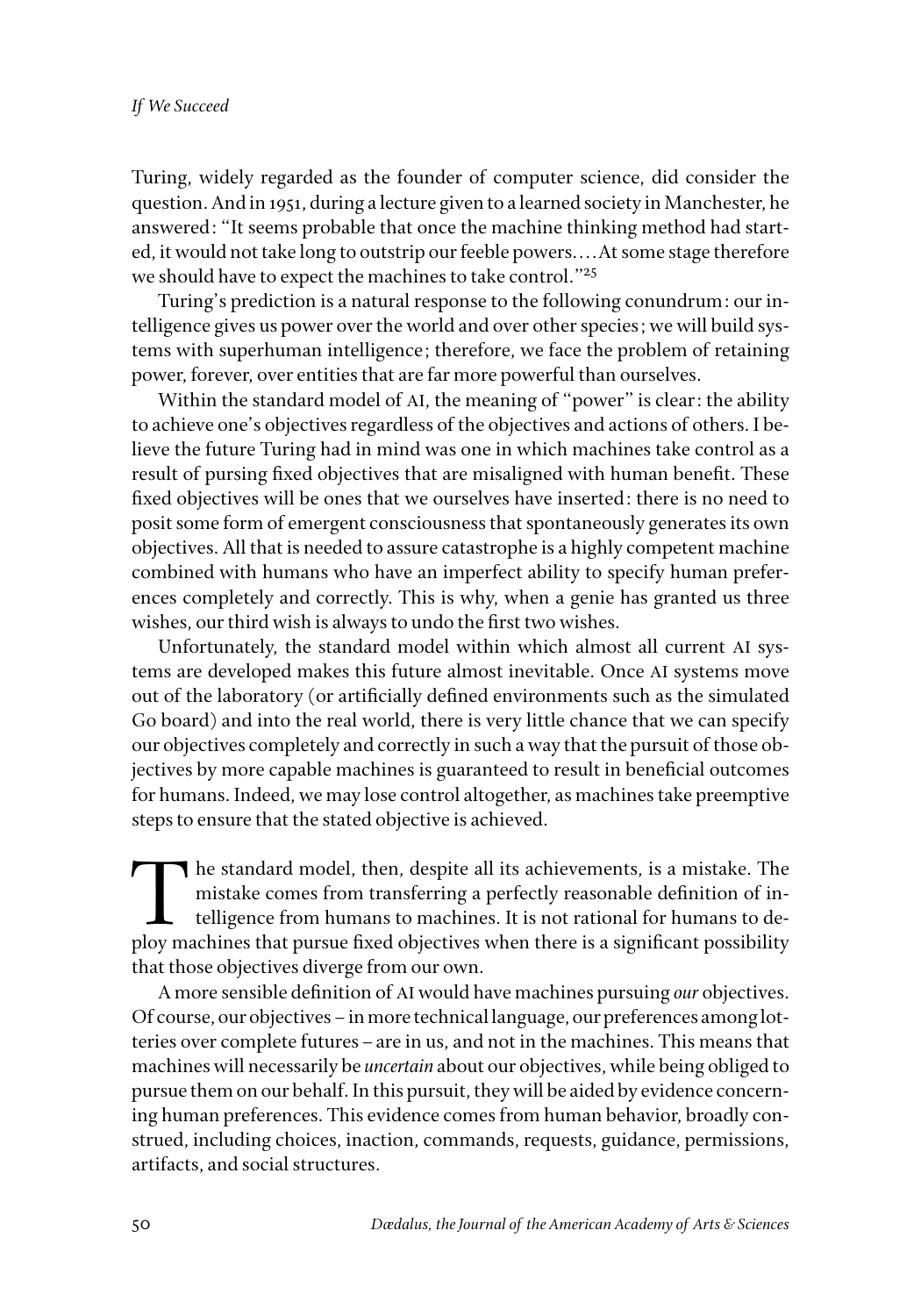Turing, widely regarded as the founder of computer science, did consider the question. And in 1951, during a lecture given to a learned society in Manchester, he answered: "It seems probable that once the machine thinking method had started, it would not take long to outstrip our feeble powers.... At some stage therefore we should have to expect the machines to take control."[25]

Turing's prediction is a natural response to the following conundrum: our intelligence gives us power over the world and over other species; we will build systems with superhuman intelligence; therefore, we face the problem of retaining power, forever, over entities that are far more powerful than ourselves.

Within the standard model of AI, the meaning of "power" is clear: the ability to achieve one's objectives regardless of the objectives and actions of others. I believe the future Turing had in mind was one in which machines take control as a result of pursing fixed objectives that are misaligned with human benefit. These fixed objectives will be ones that we ourselves have inserted: there is no need to posit some form of emergent consciousness that spontaneously generates its own objectives. All that is needed to assure catastrophe is a highly competent machine combined with humans who have an imperfect ability to specify human preferences completely and correctly. This is why, when a genie has granted us three wishes, our third wish is always to undo the first two wishes.

Unfortunately, the standard model within which almost all current AI systems are developed makes this future almost inevitable. Once AI systems move out of the laboratory (or artificially defined environments such as the simulated Go board) and into the real world, there is very little chance that we can specify our objectives completely and correctly in such a way that the pursuit of those objectives by more capable machines is guaranteed to result in beneficial outcomes for humans. Indeed, we may lose control altogether, as machines take preemptive steps to ensure that the stated objective is achieved.

The standard model, then, despite all its achievements, is a mistake. The mistake comes from transferring a perfectly reasonable definition of intelligence from humans to machines. It is not rational for humans to deploy machines that pursue fixed objectives when there is a significant possibility that those objectives diverge from our own.

A more sensible definition of AI would have machines pursuing *our* objectives. Of course, our objectives – in more technical language, our preferences among lotteries over complete futures – are in us, and not in the machines. This means that machines will necessarily be *uncertain* about our objectives, while being obliged to pursue them on our behalf. In this pursuit, they will be aided by evidence concerning human preferences. This evidence comes from human behavior, broadly construed, including choices, inaction, commands, requests, guidance, permissions, artifacts, and social structures.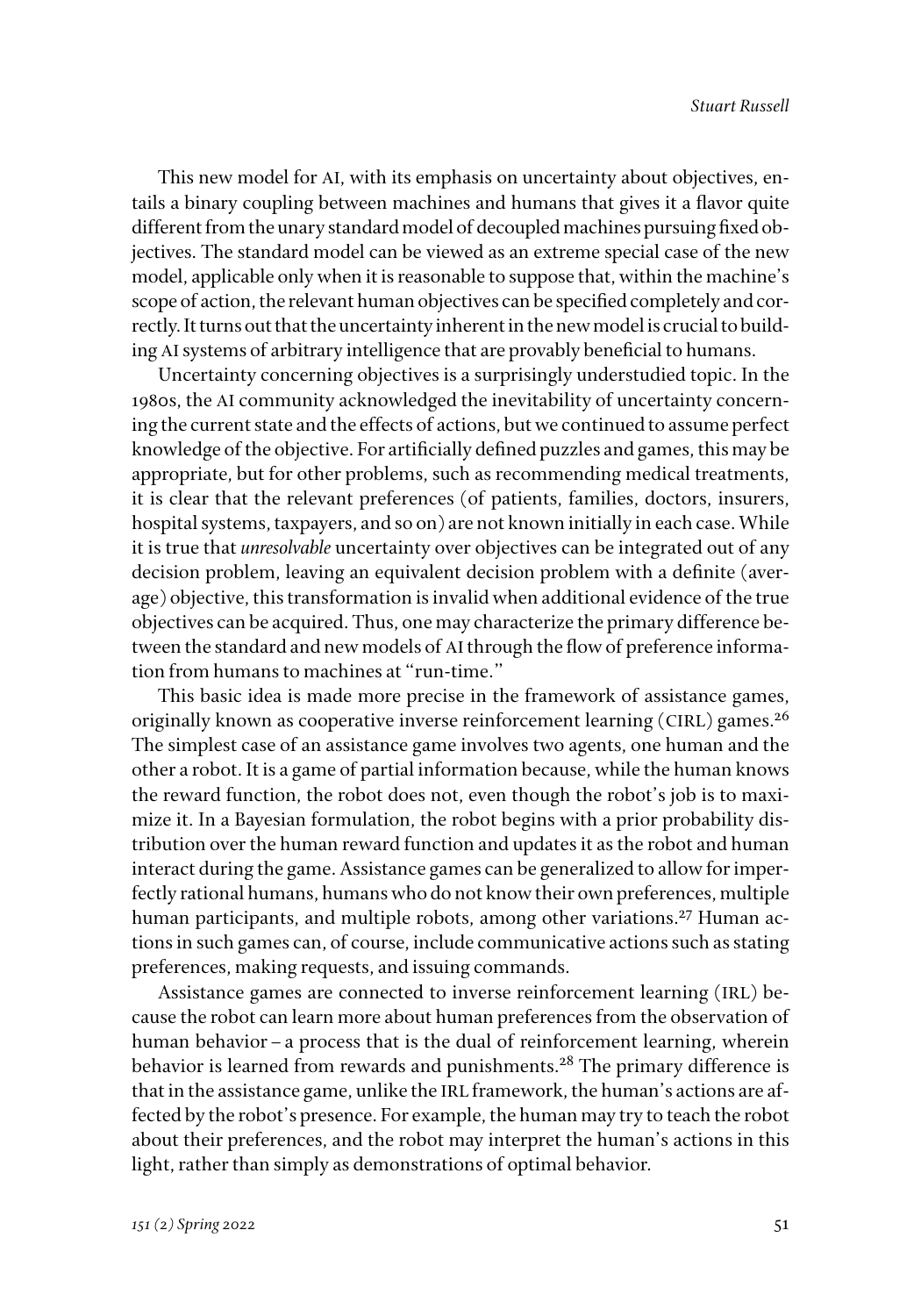This new model for AI, with its emphasis on uncertainty about objectives, entails a binary coupling between machines and humans that gives it a flavor quite different from the unary standard model of decoupled machines pursuing fixed objectives. The standard model can be viewed as an extreme special case of the new model, applicable only when it is reasonable to suppose that, within the machine's scope of action, the relevant human objectives can be specified completely and correctly. It turns out that the uncertainty inherent in the new model is crucial to building AI systems of arbitrary intelligence that are provably beneficial to humans.

Uncertainty concerning objectives is a surprisingly understudied topic. In the 1980s, the AI community acknowledged the inevitability of uncertainty concerning the current state and the effects of actions, but we continued to assume perfect knowledge of the objective. For artificially defined puzzles and games, this may be appropriate, but for other problems, such as recommending medical treatments, it is clear that the relevant preferences (of patients, families, doctors, insurers, hospital systems, taxpayers, and so on) are not known initially in each case. While it is true that *unresolvable* uncertainty over objectives can be integrated out of any decision problem, leaving an equivalent decision problem with a definite (average) objective, this transformation is invalid when additional evidence of the true objectives can be acquired. Thus, one may characterize the primary difference between the standard and new models of AI through the flow of preference information from humans to machines at "run-time."

This basic idea is made more precise in the framework of assistance games, originally known as cooperative inverse reinforcement learning (CIRL) games.[26] The simplest case of an assistance game involves two agents, one human and the other a robot. It is a game of partial information because, while the human knows the reward function, the robot does not, even though the robot's job is to maximize it. In a Bayesian formulation, the robot begins with a prior probability distribution over the human reward function and updates it as the robot and human interact during the game. Assistance games can be generalized to allow for imperfectly rational humans, humans who do not know their own preferences, multiple human participants, and multiple robots, among other variations.[27] Human actions in such games can, of course, include communicative actions such as stating preferences, making requests, and issuing commands.

Assistance games are connected to inverse reinforcement learning (IRL) because the robot can learn more about human preferences from the observation of human behavior – a process that is the dual of reinforcement learning, wherein behavior is learned from rewards and punishments.[28] The primary difference is that in the assistance game, unlike the IRL framework, the human's actions are affected by the robot's presence. For example, the human may try to teach the robot about their preferences, and the robot may interpret the human's actions in this light, rather than simply as demonstrations of optimal behavior.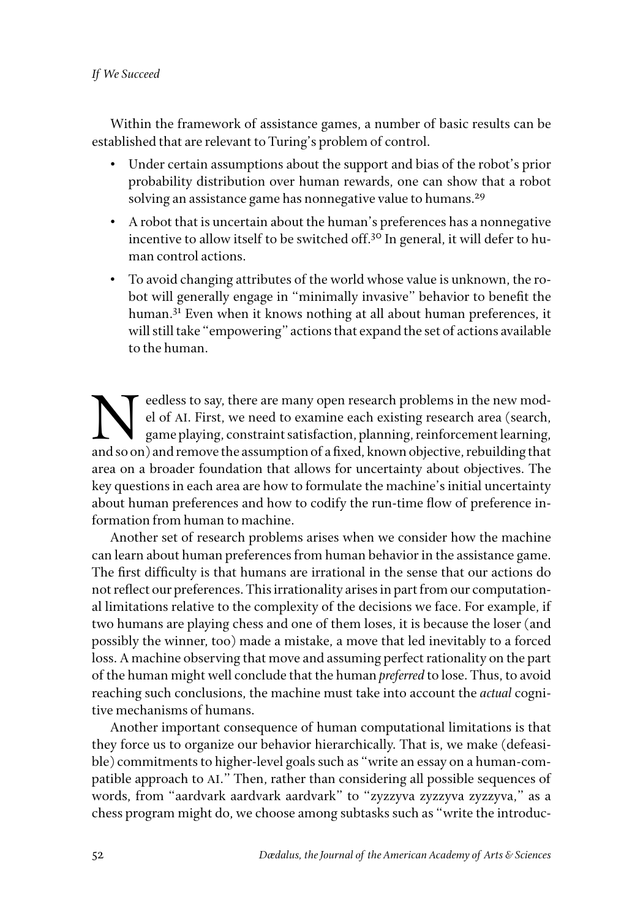Within the framework of assistance games, a number of basic results can be established that are relevant to Turing's problem of control.

- Under certain assumptions about the support and bias of the robot's prior probability distribution over human rewards, one can show that a robot solving an assistance game has nonnegative value to humans.[29]
- A robot that is uncertain about the human's preferences has a nonnegative incentive to allow itself to be switched off.[30] In general, it will defer to human control actions.
- To avoid changing attributes of the world whose value is unknown, the robot will generally engage in "minimally invasive" behavior to benefit the human.[31] Even when it knows nothing at all about human preferences, it will still take "empowering" actions that expand the set of actions available to the human.

Needless to say, there are many open research problems in the new model of AI. First, we need to examine each existing research area (search, game playing, constraint satisfaction, planning, reinforcement learning, and so on) and remove the assumption of a fixed, known objective, rebuilding that area on a broader foundation that allows for uncertainty about objectives. The key questions in each area are how to formulate the machine's initial uncertainty about human preferences and how to codify the run-time flow of preference information from human to machine.

Another set of research problems arises when we consider how the machine can learn about human preferences from human behavior in the assistance game. The first difficulty is that humans are irrational in the sense that our actions do not reflect our preferences. This irrationality arises in part from our computational limitations relative to the complexity of the decisions we face. For example, if two humans are playing chess and one of them loses, it is because the loser (and possibly the winner, too) made a mistake, a move that led inevitably to a forced loss. A machine observing that move and assuming perfect rationality on the part of the human might well conclude that the human *preferred* to lose. Thus, to avoid reaching such conclusions, the machine must take into account the *actual* cognitive mechanisms of humans.

Another important consequence of human computational limitations is that they force us to organize our behavior hierarchically. That is, we make (defeasible) commitments to higher-level goals such as "write an essay on a human-compatible approach to AI." Then, rather than considering all possible sequences of words, from "aardvark aardvark aardvark" to "zyzzyva zyzzyva zyzzyva," as a chess program might do, we choose among subtasks such as "write the introduc-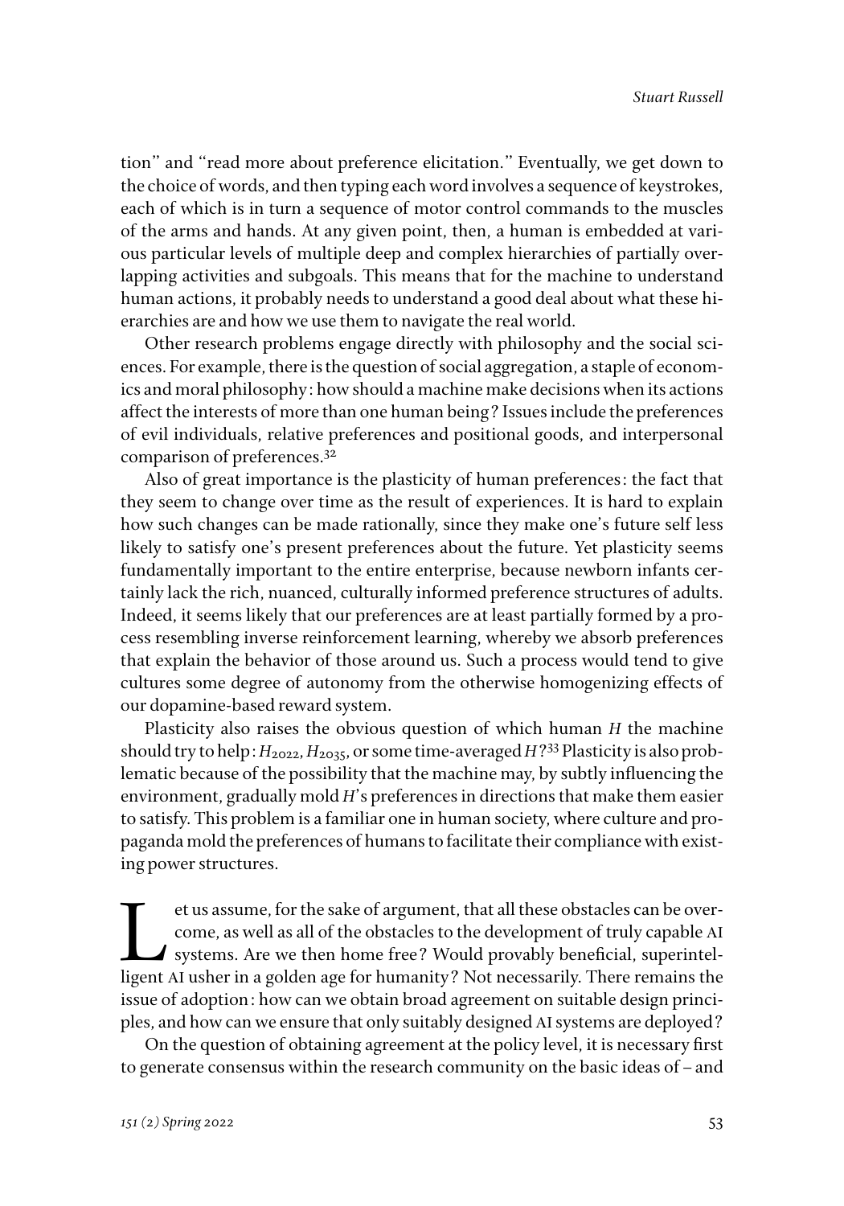tion" and "read more about preference elicitation." Eventually, we get down to the choice of words, and then typing each word involves a sequence of keystrokes, each of which is in turn a sequence of motor control commands to the muscles of the arms and hands. At any given point, then, a human is embedded at various particular levels of multiple deep and complex hierarchies of partially overlapping activities and subgoals. This means that for the machine to understand human actions, it probably needs to understand a good deal about what these hierarchies are and how we use them to navigate the real world.

Other research problems engage directly with philosophy and the social sciences. For example, there is the question of social aggregation, a staple of economics and moral philosophy: how should a machine make decisions when its actions affect the interests of more than one human being? Issues include the preferences of evil individuals, relative preferences and positional goods, and interpersonal comparison of preferences.[32]

Also of great importance is the plasticity of human preferences: the fact that they seem to change over time as the result of experiences. It is hard to explain how such changes can be made rationally, since they make one's future self less likely to satisfy one's present preferences about the future. Yet plasticity seems fundamentally important to the entire enterprise, because newborn infants certainly lack the rich, nuanced, culturally informed preference structures of adults. Indeed, it seems likely that our preferences are at least partially formed by a process resembling inverse reinforcement learning, whereby we absorb preferences that explain the behavior of those around us. Such a process would tend to give cultures some degree of autonomy from the otherwise homogenizing effects of our dopamine-based reward system.

Plasticity also raises the obvious question of which human $H$ the machine should try to help: $H_{2022}$, $H_{2035}$, or some time-averaged $H$?[33] Plasticity is also problematic because of the possibility that the machine may, by subtly influencing the environment, gradually mold $H$'s preferences in directions that make them easier to satisfy. This problem is a familiar one in human society, where culture and propaganda mold the preferences of humans to facilitate their compliance with existing power structures.

Let us assume, for the sake of argument, that all these obstacles can be overcome, as well as all of the obstacles to the development of truly capable AI systems. Are we then home free? Would provably beneficial, superintelligent AI usher in a golden age for humanity? Not necessarily. There remains the issue of adoption: how can we obtain broad agreement on suitable design principles, and how can we ensure that only suitably designed AI systems are deployed?

On the question of obtaining agreement at the policy level, it is necessary first to generate consensus within the research community on the basic ideas of – and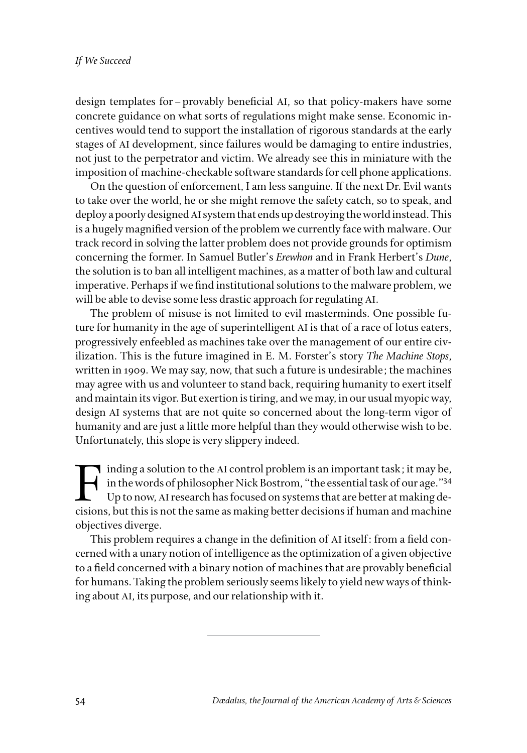design templates for – provably beneficial AI, so that policy-makers have some concrete guidance on what sorts of regulations might make sense. Economic incentives would tend to support the installation of rigorous standards at the early stages of AI development, since failures would be damaging to entire industries, not just to the perpetrator and victim. We already see this in miniature with the imposition of machine-checkable software standards for cell phone applications.

On the question of enforcement, I am less sanguine. If the next Dr. Evil wants to take over the world, he or she might remove the safety catch, so to speak, and deploy a poorly designed AI system that ends up destroying the world instead. This is a hugely magnified version of the problem we currently face with malware. Our track record in solving the latter problem does not provide grounds for optimism concerning the former. In Samuel Butler's *Erewhon* and in Frank Herbert's *Dune*, the solution is to ban all intelligent machines, as a matter of both law and cultural imperative. Perhaps if we find institutional solutions to the malware problem, we will be able to devise some less drastic approach for regulating AI.

The problem of misuse is not limited to evil masterminds. One possible future for humanity in the age of superintelligent AI is that of a race of lotus eaters, progressively enfeebled as machines take over the management of our entire civilization. This is the future imagined in E. M. Forster's story *The Machine Stops*, written in 1909. We may say, now, that such a future is undesirable; the machines may agree with us and volunteer to stand back, requiring humanity to exert itself and maintain its vigor. But exertion is tiring, and we may, in our usual myopic way, design AI systems that are not quite so concerned about the long-term vigor of humanity and are just a little more helpful than they would otherwise wish to be. Unfortunately, this slope is very slippery indeed.

Finding a solution to the AI control problem is an important task; it may be, in the words of philosopher Nick Bostrom, "the essential task of our age."[34] Up to now, AI research has focused on systems that are better at making decisions, but this is not the same as making better decisions if human and machine objectives diverge.

This problem requires a change in the definition of AI itself: from a field concerned with a unary notion of intelligence as the optimization of a given objective to a field concerned with a binary notion of machines that are provably beneficial for humans. Taking the problem seriously seems likely to yield new ways of thinking about AI, its purpose, and our relationship with it.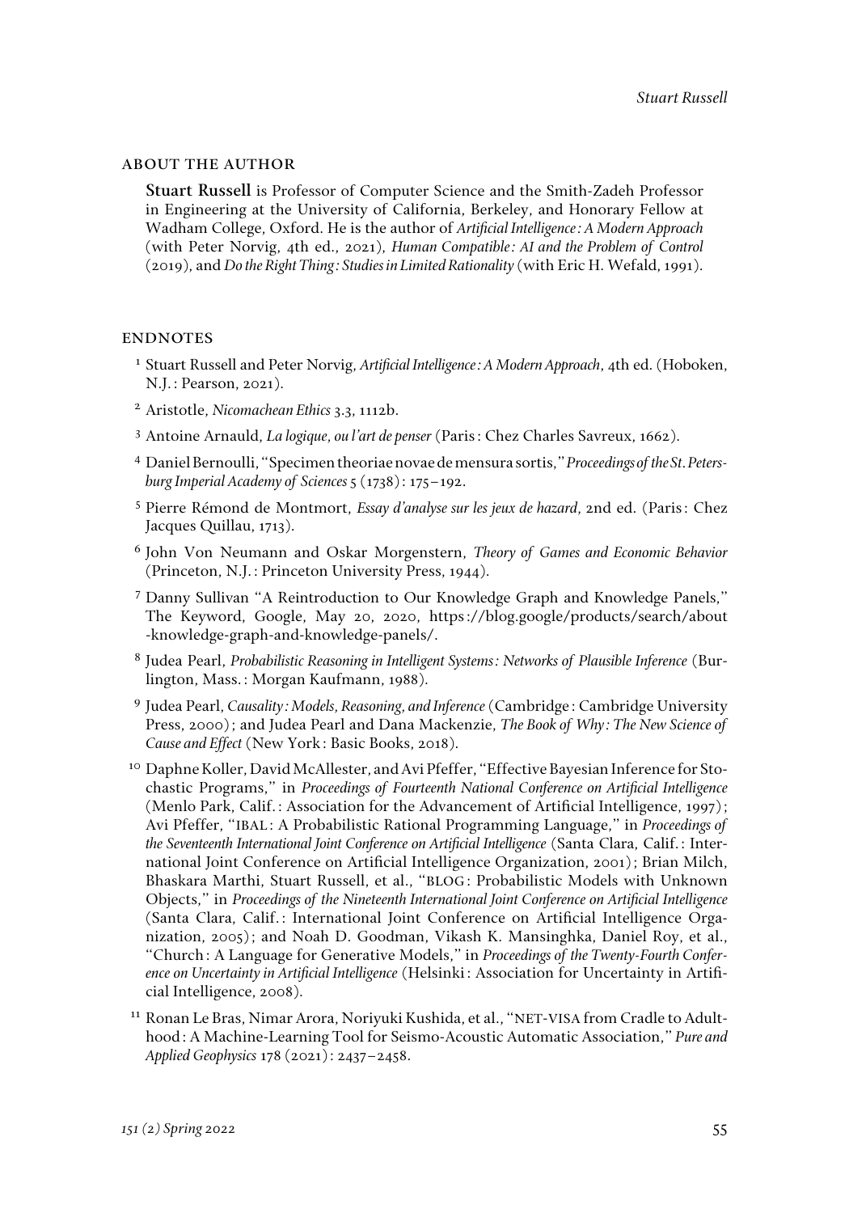## About the Author

**Stuart Russell** is Professor of Computer Science and the Smith-Zadeh Professor in Engineering at the University of California, Berkeley, and Honorary Fellow at Wadham College, Oxford. He is the author of *Artificial Intelligence: A Modern Approach* (with Peter Norvig, 4th ed., 2021), *Human Compatible: AI and the Problem of Control* (2019), and *Do the Right Thing: Studies in Limited Rationality* (with Eric H. Wefald, 1991).

## Endnotes

1. Stuart Russell and Peter Norvig, *Artificial Intelligence: A Modern Approach*, 4th ed. (Hoboken, N.J.: Pearson, 2021).

2. Aristotle, *Nicomachean Ethics* 3.3, 1112b.

3. Antoine Arnauld, *La logique, ou l'art de penser* (Paris: Chez Charles Savreux, 1662).

4. Daniel Bernoulli, "Specimen theoriae novae de mensura sortis," *Proceedings of the St. Petersburg Imperial Academy of Sciences* 5 (1738): 175–192.

5. Pierre Rémond de Montmort, *Essay d'analyse sur les jeux de hazard*, 2nd ed. (Paris: Chez Jacques Quillau, 1713).

6. John Von Neumann and Oskar Morgenstern, *Theory of Games and Economic Behavior* (Princeton, N.J.: Princeton University Press, 1944).

7. Danny Sullivan "A Reintroduction to Our Knowledge Graph and Knowledge Panels," The Keyword, Google, May 20, 2020, https://blog.google/products/search/about-knowledge-graph-and-knowledge-panels/.

8. Judea Pearl, *Probabilistic Reasoning in Intelligent Systems: Networks of Plausible Inference* (Burlington, Mass.: Morgan Kaufmann, 1988).

9. Judea Pearl, *Causality: Models, Reasoning, and Inference* (Cambridge: Cambridge University Press, 2000); and Judea Pearl and Dana Mackenzie, *The Book of Why: The New Science of Cause and Effect* (New York: Basic Books, 2018).

10. Daphne Koller, David McAllester, and Avi Pfeffer, "Effective Bayesian Inference for Stochastic Programs," in *Proceedings of Fourteenth National Conference on Artificial Intelligence* (Menlo Park, Calif.: Association for the Advancement of Artificial Intelligence, 1997); Avi Pfeffer, "IBAL: A Probabilistic Rational Programming Language," in *Proceedings of the Seventeenth International Joint Conference on Artificial Intelligence* (Santa Clara, Calif.: International Joint Conference on Artificial Intelligence Organization, 2001); Brian Milch, Bhaskara Marthi, Stuart Russell, et al., "BLOG: Probabilistic Models with Unknown Objects," in *Proceedings of the Nineteenth International Joint Conference on Artificial Intelligence* (Santa Clara, Calif.: International Joint Conference on Artificial Intelligence Organization, 2005); and Noah D. Goodman, Vikash K. Mansinghka, Daniel Roy, et al., "Church: A Language for Generative Models," in *Proceedings of the Twenty-Fourth Conference on Uncertainty in Artificial Intelligence* (Helsinki: Association for Uncertainty in Artificial Intelligence, 2008).

11. Ronan Le Bras, Nimar Arora, Noriyuki Kushida, et al., "NET-VISA from Cradle to Adulthood: A Machine-Learning Tool for Seismo-Acoustic Automatic Association," *Pure and Applied Geophysics* 178 (2021): 2437–2458.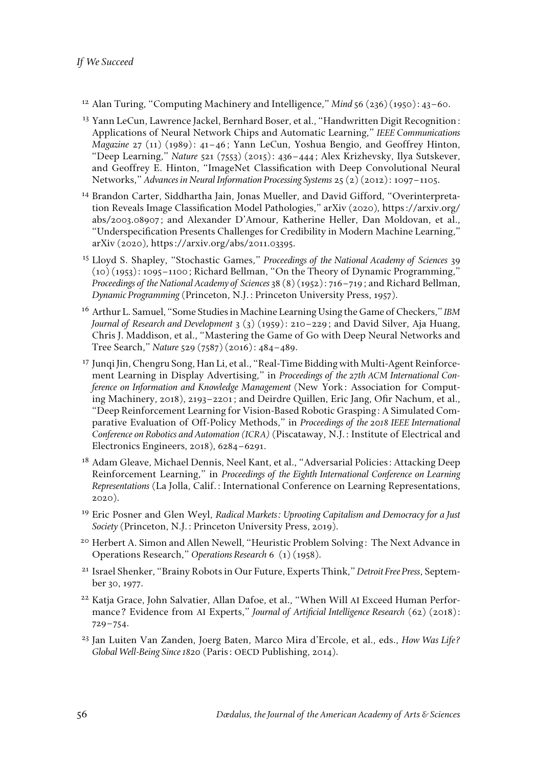[12] Alan Turing, "Computing Machinery and Intelligence," *Mind* 56 (236) (1950): 43–60.

[13] Yann LeCun, Lawrence Jackel, Bernhard Boser, et al., "Handwritten Digit Recognition: Applications of Neural Network Chips and Automatic Learning," *IEEE Communications Magazine* 27 (11) (1989): 41–46; Yann LeCun, Yoshua Bengio, and Geoffrey Hinton, "Deep Learning," *Nature* 521 (7553) (2015): 436–444; Alex Krizhevsky, Ilya Sutskever, and Geoffrey E. Hinton, "ImageNet Classification with Deep Convolutional Neural Networks," *Advances in Neural Information Processing Systems* 25 (2) (2012): 1097–1105.

[14] Brandon Carter, Siddhartha Jain, Jonas Mueller, and David Gifford, "Overinterpretation Reveals Image Classification Model Pathologies," arXiv (2020), https://arxiv.org/abs/2003.08907; and Alexander D'Amour, Katherine Heller, Dan Moldovan, et al., "Underspecification Presents Challenges for Credibility in Modern Machine Learning," arXiv (2020), https://arxiv.org/abs/2011.03395.

[15] Lloyd S. Shapley, "Stochastic Games," *Proceedings of the National Academy of Sciences* 39 (10) (1953): 1095–1100; Richard Bellman, "On the Theory of Dynamic Programming," *Proceedings of the National Academy of Sciences* 38 (8) (1952): 716–719; and Richard Bellman, *Dynamic Programming* (Princeton, N.J.: Princeton University Press, 1957).

[16] Arthur L. Samuel, "Some Studies in Machine Learning Using the Game of Checkers," *IBM Journal of Research and Development* 3 (3) (1959): 210–229; and David Silver, Aja Huang, Chris J. Maddison, et al., "Mastering the Game of Go with Deep Neural Networks and Tree Search," *Nature* 529 (7587) (2016): 484–489.

[17] Junqi Jin, Chengru Song, Han Li, et al., "Real-Time Bidding with Multi-Agent Reinforcement Learning in Display Advertising," in *Proceedings of the 27th ACM International Conference on Information and Knowledge Management* (New York: Association for Computing Machinery, 2018), 2193–2201; and Deirdre Quillen, Eric Jang, Ofir Nachum, et al., "Deep Reinforcement Learning for Vision-Based Robotic Grasping: A Simulated Comparative Evaluation of Off-Policy Methods," in *Proceedings of the 2018 IEEE International Conference on Robotics and Automation (ICRA)* (Piscataway, N.J.: Institute of Electrical and Electronics Engineers, 2018), 6284–6291.

[18] Adam Gleave, Michael Dennis, Neel Kant, et al., "Adversarial Policies: Attacking Deep Reinforcement Learning," in *Proceedings of the Eighth International Conference on Learning Representations* (La Jolla, Calif.: International Conference on Learning Representations, 2020).

[19] Eric Posner and Glen Weyl, *Radical Markets: Uprooting Capitalism and Democracy for a Just Society* (Princeton, N.J.: Princeton University Press, 2019).

[20] Herbert A. Simon and Allen Newell, "Heuristic Problem Solving: The Next Advance in Operations Research," *Operations Research* 6 (1) (1958).

[21] Israel Shenker, "Brainy Robots in Our Future, Experts Think," *Detroit Free Press*, September 30, 1977.

[22] Katja Grace, John Salvatier, Allan Dafoe, et al., "When Will AI Exceed Human Performance? Evidence from AI Experts," *Journal of Artificial Intelligence Research* (62) (2018): 729–754.

[23] Jan Luiten Van Zanden, Joerg Baten, Marco Mira d'Ercole, et al., eds., *How Was Life? Global Well-Being Since 1820* (Paris: OECD Publishing, 2014).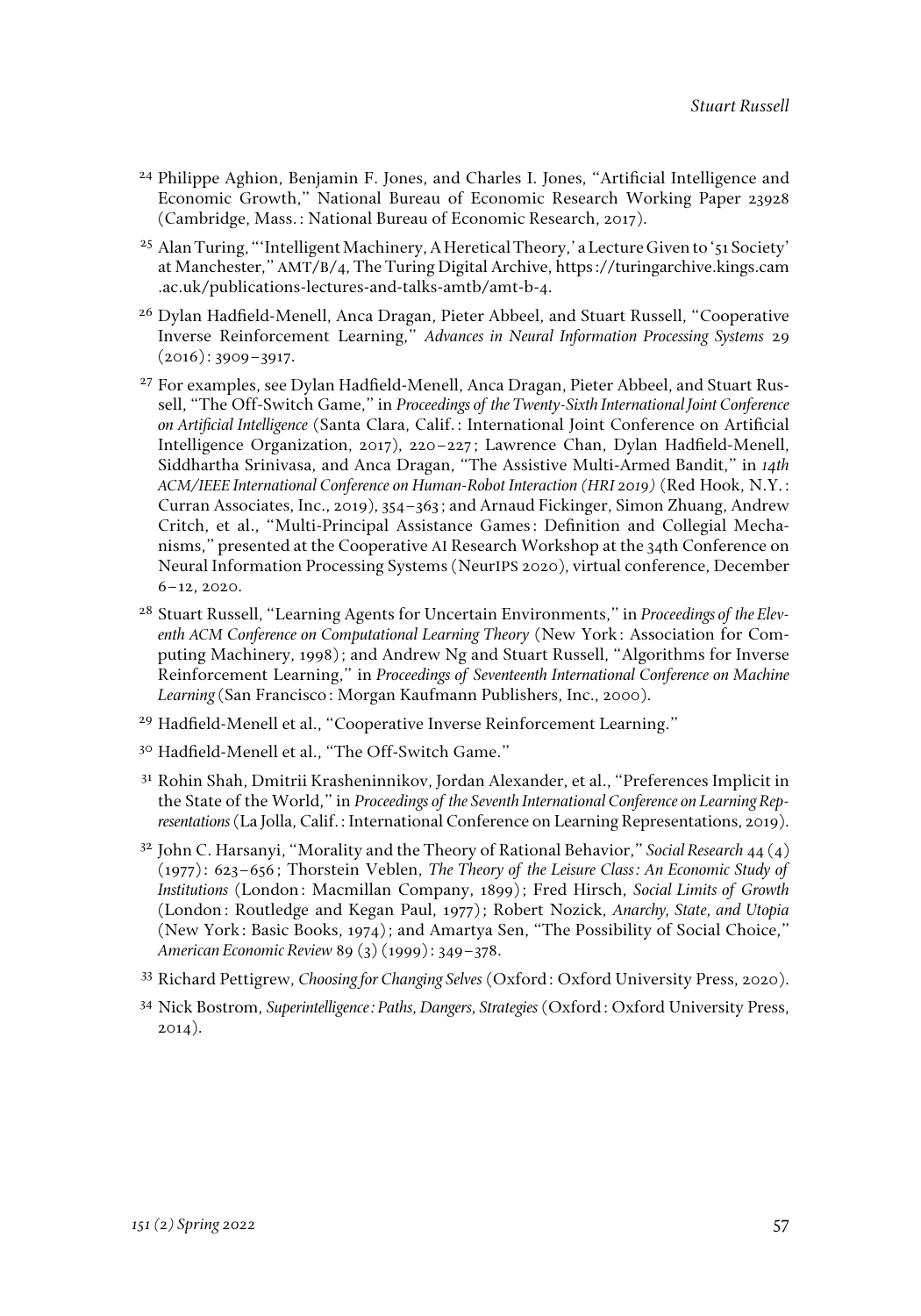[24] Philippe Aghion, Benjamin F. Jones, and Charles I. Jones, "Artificial Intelligence and Economic Growth," National Bureau of Economic Research Working Paper 23928 (Cambridge, Mass.: National Bureau of Economic Research, 2017).

[25] Alan Turing, "'Intelligent Machinery, A Heretical Theory,' a Lecture Given to '51 Society' at Manchester," AMT/B/4, The Turing Digital Archive, https://turingarchive.kings.cam.ac.uk/publications-lectures-and-talks-amtb/amt-b-4.

[26] Dylan Hadfield-Menell, Anca Dragan, Pieter Abbeel, and Stuart Russell, "Cooperative Inverse Reinforcement Learning," *Advances in Neural Information Processing Systems* 29 (2016): 3909–3917.

[27] For examples, see Dylan Hadfield-Menell, Anca Dragan, Pieter Abbeel, and Stuart Russell, "The Off-Switch Game," in *Proceedings of the Twenty-Sixth International Joint Conference on Artificial Intelligence* (Santa Clara, Calif.: International Joint Conference on Artificial Intelligence Organization, 2017), 220–227; Lawrence Chan, Dylan Hadfield-Menell, Siddhartha Srinivasa, and Anca Dragan, "The Assistive Multi-Armed Bandit," in *14th ACM/IEEE International Conference on Human-Robot Interaction (HRI 2019)* (Red Hook, N.Y.: Curran Associates, Inc., 2019), 354–363; and Arnaud Fickinger, Simon Zhuang, Andrew Critch, et al., "Multi-Principal Assistance Games: Definition and Collegial Mechanisms," presented at the Cooperative AI Research Workshop at the 34th Conference on Neural Information Processing Systems (NeurIPS 2020), virtual conference, December 6–12, 2020.

[28] Stuart Russell, "Learning Agents for Uncertain Environments," in *Proceedings of the Eleventh ACM Conference on Computational Learning Theory* (New York: Association for Computing Machinery, 1998); and Andrew Ng and Stuart Russell, "Algorithms for Inverse Reinforcement Learning," in *Proceedings of Seventeenth International Conference on Machine Learning* (San Francisco: Morgan Kaufmann Publishers, Inc., 2000).

[29] Hadfield-Menell et al., "Cooperative Inverse Reinforcement Learning."

[30] Hadfield-Menell et al., "The Off-Switch Game."

[31] Rohin Shah, Dmitrii Krasheninnikov, Jordan Alexander, et al., "Preferences Implicit in the State of the World," in *Proceedings of the Seventh International Conference on Learning Representations* (La Jolla, Calif.: International Conference on Learning Representations, 2019).

[32] John C. Harsanyi, "Morality and the Theory of Rational Behavior," *Social Research* 44 (4) (1977): 623–656; Thorstein Veblen, *The Theory of the Leisure Class: An Economic Study of Institutions* (London: Macmillan Company, 1899); Fred Hirsch, *Social Limits of Growth* (London: Routledge and Kegan Paul, 1977); Robert Nozick, *Anarchy, State, and Utopia* (New York: Basic Books, 1974); and Amartya Sen, "The Possibility of Social Choice," *American Economic Review* 89 (3) (1999): 349–378.

[33] Richard Pettigrew, *Choosing for Changing Selves* (Oxford: Oxford University Press, 2020).

[34] Nick Bostrom, *Superintelligence: Paths, Dangers, Strategies* (Oxford: Oxford University Press, 2014).